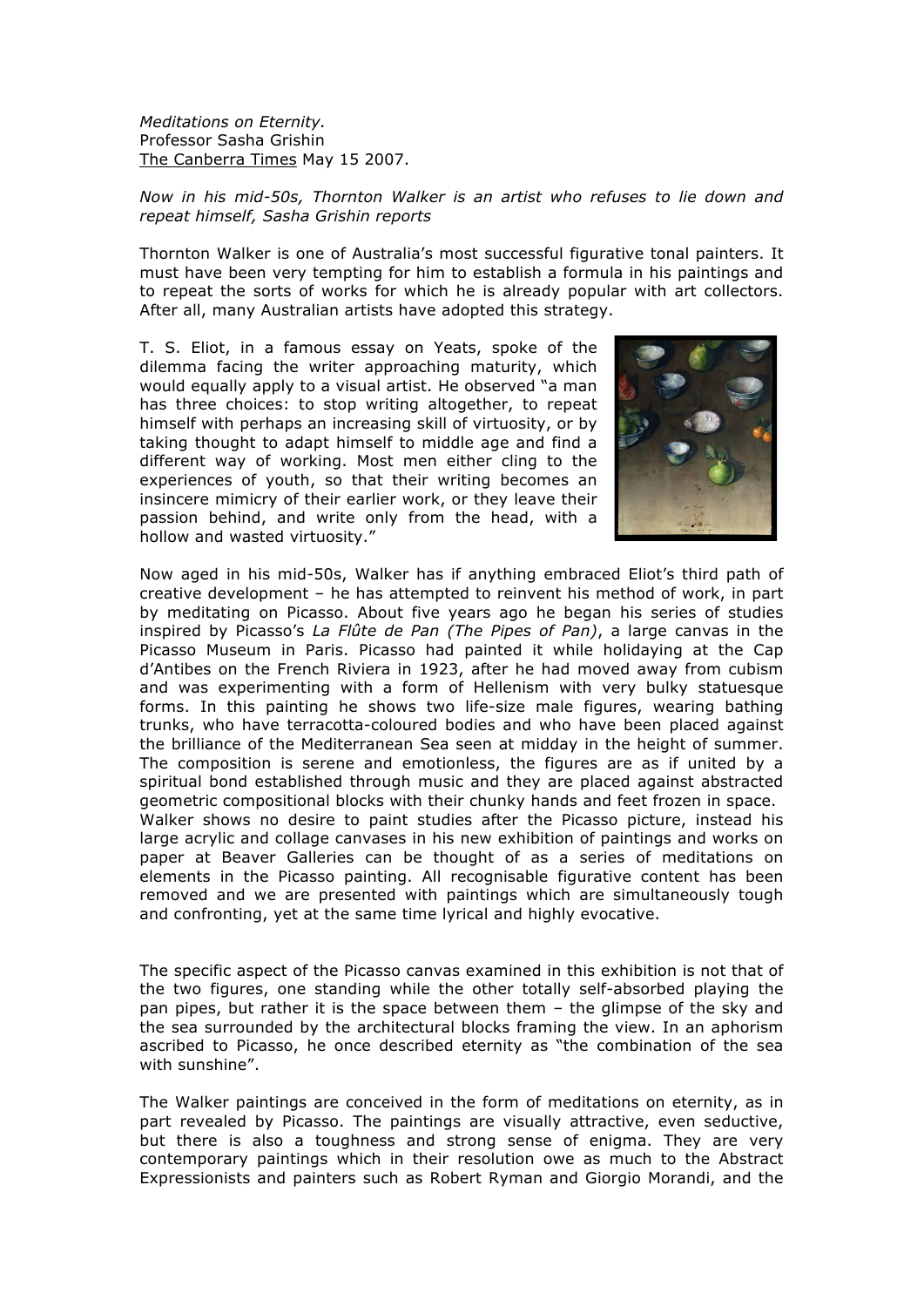*Meditations on Eternity.*
Professor Sasha Grishin
The Canberra Times May 15 2007.

*Now in his mid-50s, Thornton Walker is an artist who refuses to lie down and repeat himself, Sasha Grishin reports*

Thornton Walker is one of Australia's most successful figurative tonal painters. It must have been very tempting for him to establish a formula in his paintings and to repeat the sorts of works for which he is already popular with art collectors. After all, many Australian artists have adopted this strategy.

T. S. Eliot, in a famous essay on Yeats, spoke of the dilemma facing the writer approaching maturity, which would equally apply to a visual artist. He observed "a man has three choices: to stop writing altogether, to repeat himself with perhaps an increasing skill of virtuosity, or by taking thought to adapt himself to middle age and find a different way of working. Most men either cling to the experiences of youth, so that their writing becomes an insincere mimicry of their earlier work, or they leave their passion behind, and write only from the head, with a hollow and wasted virtuosity."

Now aged in his mid-50s, Walker has if anything embraced Eliot's third path of creative development – he has attempted to reinvent his method of work, in part by meditating on Picasso. About five years ago he began his series of studies inspired by Picasso's *La Flûte de Pan (The Pipes of Pan)*, a large canvas in the Picasso Museum in Paris. Picasso had painted it while holidaying at the Cap d'Antibes on the French Riviera in 1923, after he had moved away from cubism and was experimenting with a form of Hellenism with very bulky statuesque forms. In this painting he shows two life-size male figures, wearing bathing trunks, who have terracotta-coloured bodies and who have been placed against the brilliance of the Mediterranean Sea seen at midday in the height of summer. The composition is serene and emotionless, the figures are as if united by a spiritual bond established through music and they are placed against abstracted geometric compositional blocks with their chunky hands and feet frozen in space.
Walker shows no desire to paint studies after the Picasso picture, instead his large acrylic and collage canvases in his new exhibition of paintings and works on paper at Beaver Galleries can be thought of as a series of meditations on elements in the Picasso painting. All recognisable figurative content has been removed and we are presented with paintings which are simultaneously tough and confronting, yet at the same time lyrical and highly evocative.

The specific aspect of the Picasso canvas examined in this exhibition is not that of the two figures, one standing while the other totally self-absorbed playing the pan pipes, but rather it is the space between them – the glimpse of the sky and the sea surrounded by the architectural blocks framing the view. In an aphorism ascribed to Picasso, he once described eternity as "the combination of the sea with sunshine".

The Walker paintings are conceived in the form of meditations on eternity, as in part revealed by Picasso. The paintings are visually attractive, even seductive, but there is also a toughness and strong sense of enigma. They are very contemporary paintings which in their resolution owe as much to the Abstract Expressionists and painters such as Robert Ryman and Giorgio Morandi, and the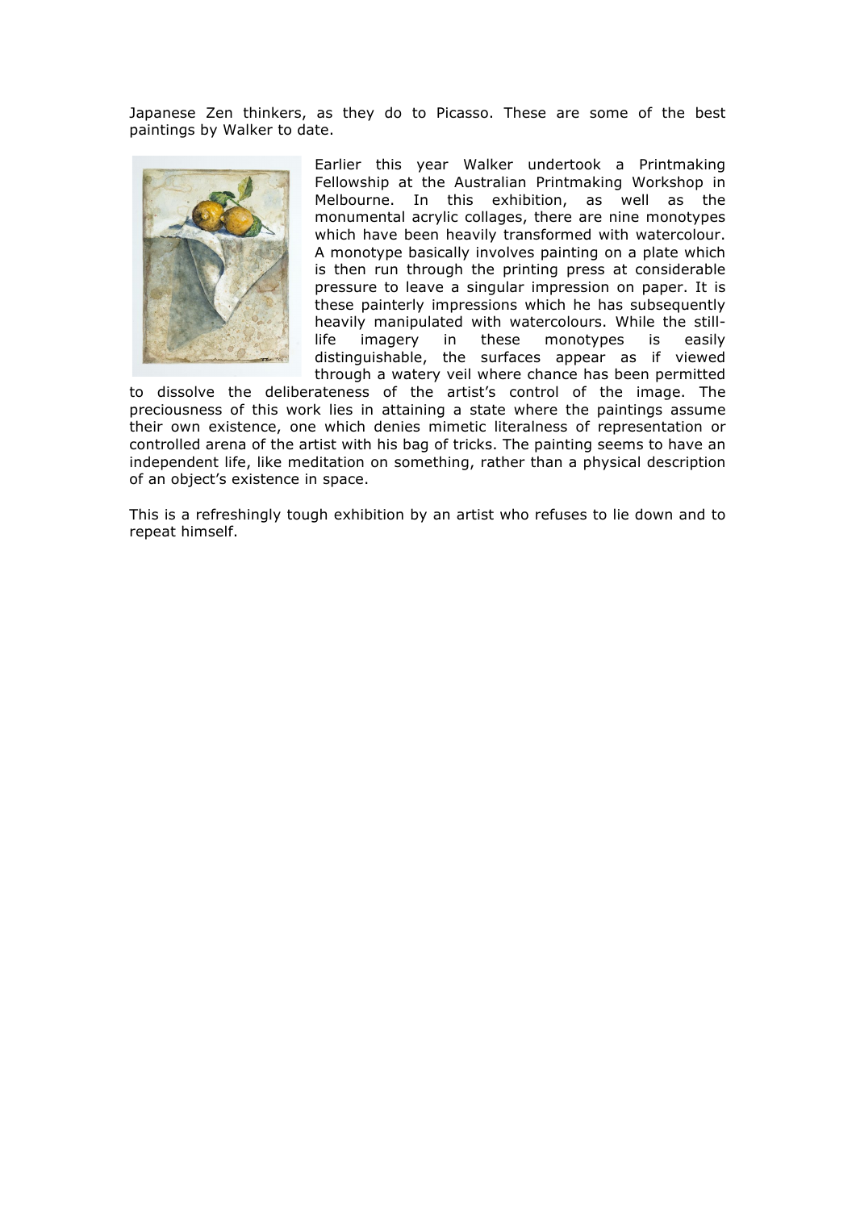Japanese Zen thinkers, as they do to Picasso. These are some of the best paintings by Walker to date.

Earlier this year Walker undertook a Printmaking Fellowship at the Australian Printmaking Workshop in Melbourne. In this exhibition, as well as the monumental acrylic collages, there are nine monotypes which have been heavily transformed with watercolour. A monotype basically involves painting on a plate which is then run through the printing press at considerable pressure to leave a singular impression on paper. It is these painterly impressions which he has subsequently heavily manipulated with watercolours. While the still-life imagery in these monotypes is easily distinguishable, the surfaces appear as if viewed through a watery veil where chance has been permitted to dissolve the deliberateness of the artist's control of the image. The preciousness of this work lies in attaining a state where the paintings assume their own existence, one which denies mimetic literalness of representation or controlled arena of the artist with his bag of tricks. The painting seems to have an independent life, like meditation on something, rather than a physical description of an object's existence in space.

This is a refreshingly tough exhibition by an artist who refuses to lie down and to repeat himself.